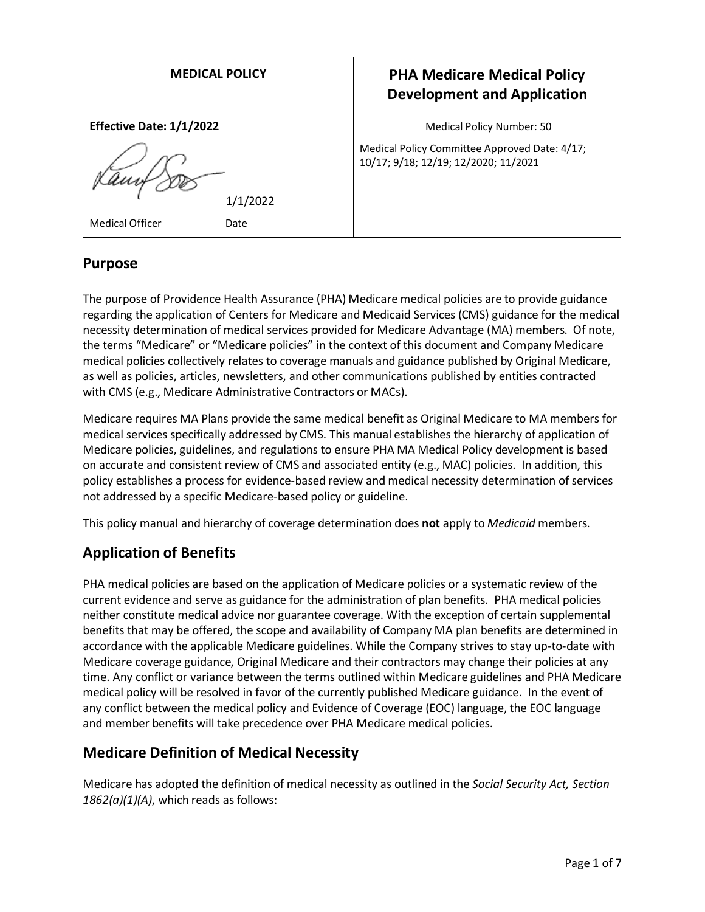| MEDICAL POLICY | PHA Medicare Medical Policy Development and Application |
|---|---|
| **Effective Date: 1/1/2022** | Medical Policy Number: 50 |
| 1/1/2022 | Medical Policy Committee Approved Date: 4/17; 10/17; 9/18; 12/19; 12/2020; 11/2021 |
| Medical Officer Date | |

## Purpose

The purpose of Providence Health Assurance (PHA) Medicare medical policies are to provide guidance regarding the application of Centers for Medicare and Medicaid Services (CMS) guidance for the medical necessity determination of medical services provided for Medicare Advantage (MA) members. Of note, the terms "Medicare" or "Medicare policies" in the context of this document and Company Medicare medical policies collectively relates to coverage manuals and guidance published by Original Medicare, as well as policies, articles, newsletters, and other communications published by entities contracted with CMS (e.g., Medicare Administrative Contractors or MACs).

Medicare requires MA Plans provide the same medical benefit as Original Medicare to MA members for medical services specifically addressed by CMS. This manual establishes the hierarchy of application of Medicare policies, guidelines, and regulations to ensure PHA MA Medical Policy development is based on accurate and consistent review of CMS and associated entity (e.g., MAC) policies. In addition, this policy establishes a process for evidence-based review and medical necessity determination of services not addressed by a specific Medicare-based policy or guideline.

This policy manual and hierarchy of coverage determination does **not** apply to *Medicaid* members.

## Application of Benefits

PHA medical policies are based on the application of Medicare policies or a systematic review of the current evidence and serve as guidance for the administration of plan benefits. PHA medical policies neither constitute medical advice nor guarantee coverage. With the exception of certain supplemental benefits that may be offered, the scope and availability of Company MA plan benefits are determined in accordance with the applicable Medicare guidelines. While the Company strives to stay up-to-date with Medicare coverage guidance, Original Medicare and their contractors may change their policies at any time. Any conflict or variance between the terms outlined within Medicare guidelines and PHA Medicare medical policy will be resolved in favor of the currently published Medicare guidance. In the event of any conflict between the medical policy and Evidence of Coverage (EOC) language, the EOC language and member benefits will take precedence over PHA Medicare medical policies.

## Medicare Definition of Medical Necessity

Medicare has adopted the definition of medical necessity as outlined in the *Social Security Act, Section 1862(a)(1)(A)*, which reads as follows: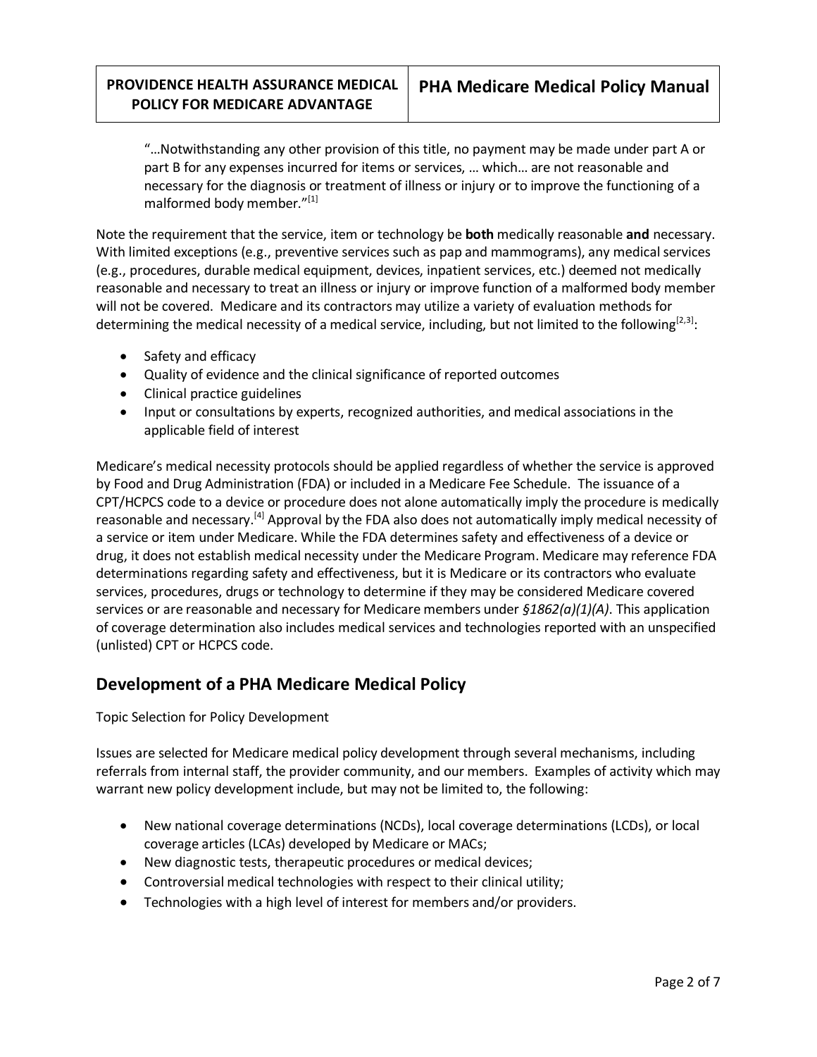"…Notwithstanding any other provision of this title, no payment may be made under part A or part B for any expenses incurred for items or services, … which… are not reasonable and necessary for the diagnosis or treatment of illness or injury or to improve the functioning of a malformed body member."[1]

Note the requirement that the service, item or technology be **both** medically reasonable **and** necessary. With limited exceptions (e.g., preventive services such as pap and mammograms), any medical services (e.g., procedures, durable medical equipment, devices, inpatient services, etc.) deemed not medically reasonable and necessary to treat an illness or injury or improve function of a malformed body member will not be covered. Medicare and its contractors may utilize a variety of evaluation methods for determining the medical necessity of a medical service, including, but not limited to the following[2,3]:

- Safety and efficacy
- Quality of evidence and the clinical significance of reported outcomes
- Clinical practice guidelines
- Input or consultations by experts, recognized authorities, and medical associations in the applicable field of interest

Medicare's medical necessity protocols should be applied regardless of whether the service is approved by Food and Drug Administration (FDA) or included in a Medicare Fee Schedule. The issuance of a CPT/HCPCS code to a device or procedure does not alone automatically imply the procedure is medically reasonable and necessary.[4] Approval by the FDA also does not automatically imply medical necessity of a service or item under Medicare. While the FDA determines safety and effectiveness of a device or drug, it does not establish medical necessity under the Medicare Program. Medicare may reference FDA determinations regarding safety and effectiveness, but it is Medicare or its contractors who evaluate services, procedures, drugs or technology to determine if they may be considered Medicare covered services or are reasonable and necessary for Medicare members under *§1862(a)(1)(A)*. This application of coverage determination also includes medical services and technologies reported with an unspecified (unlisted) CPT or HCPCS code.

## Development of a PHA Medicare Medical Policy

Topic Selection for Policy Development

Issues are selected for Medicare medical policy development through several mechanisms, including referrals from internal staff, the provider community, and our members. Examples of activity which may warrant new policy development include, but may not be limited to, the following:

- New national coverage determinations (NCDs), local coverage determinations (LCDs), or local coverage articles (LCAs) developed by Medicare or MACs;
- New diagnostic tests, therapeutic procedures or medical devices;
- Controversial medical technologies with respect to their clinical utility;
- Technologies with a high level of interest for members and/or providers.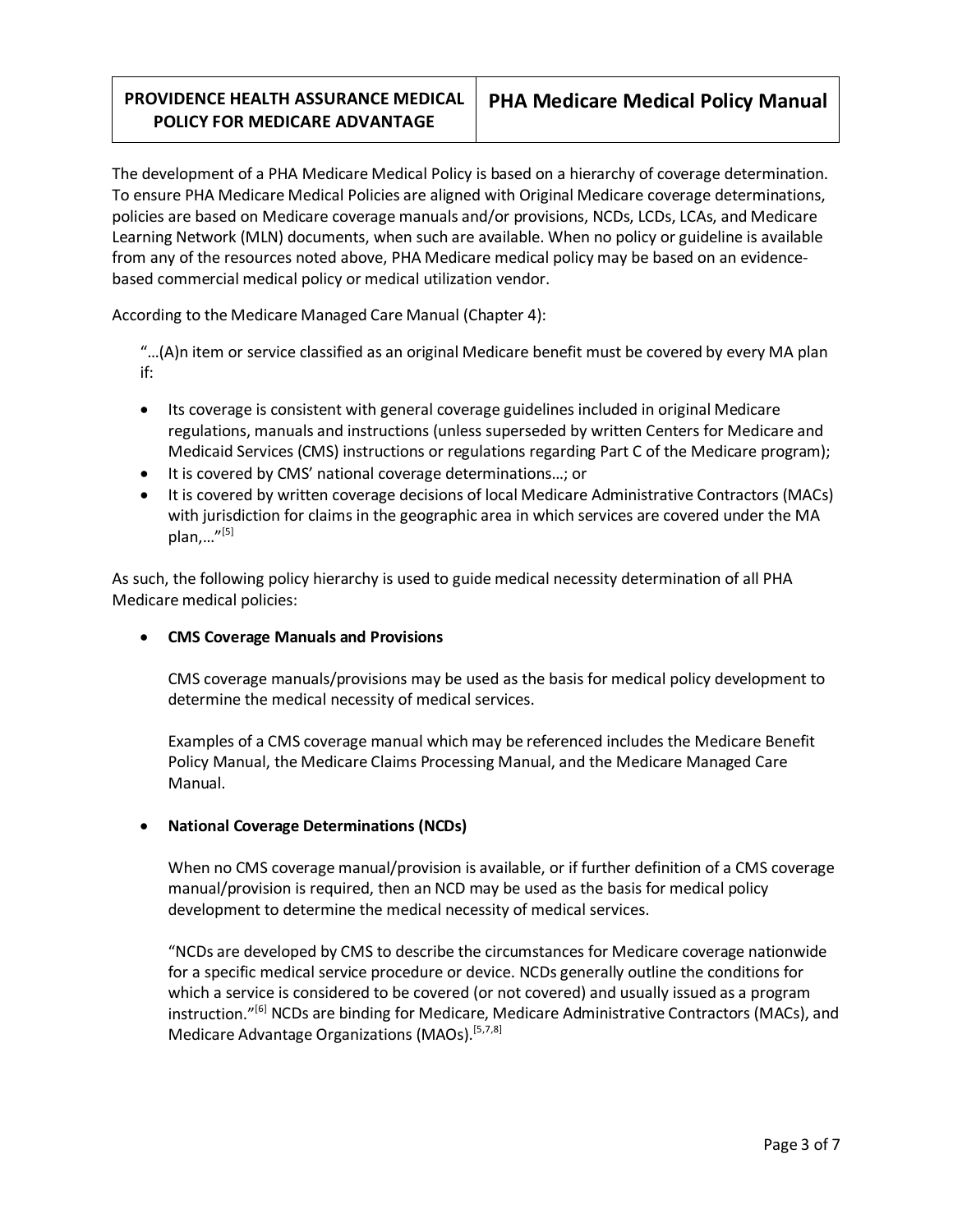The development of a PHA Medicare Medical Policy is based on a hierarchy of coverage determination. To ensure PHA Medicare Medical Policies are aligned with Original Medicare coverage determinations, policies are based on Medicare coverage manuals and/or provisions, NCDs, LCDs, LCAs, and Medicare Learning Network (MLN) documents, when such are available. When no policy or guideline is available from any of the resources noted above, PHA Medicare medical policy may be based on an evidence-based commercial medical policy or medical utilization vendor.

According to the Medicare Managed Care Manual (Chapter 4):

> "…(A)n item or service classified as an original Medicare benefit must be covered by every MA plan if:
>
> - Its coverage is consistent with general coverage guidelines included in original Medicare regulations, manuals and instructions (unless superseded by written Centers for Medicare and Medicaid Services (CMS) instructions or regulations regarding Part C of the Medicare program);
> - It is covered by CMS' national coverage determinations…; or
> - It is covered by written coverage decisions of local Medicare Administrative Contractors (MACs) with jurisdiction for claims in the geographic area in which services are covered under the MA plan,…"[5]

As such, the following policy hierarchy is used to guide medical necessity determination of all PHA Medicare medical policies:

- **CMS Coverage Manuals and Provisions**

  CMS coverage manuals/provisions may be used as the basis for medical policy development to determine the medical necessity of medical services.

  Examples of a CMS coverage manual which may be referenced includes the Medicare Benefit Policy Manual, the Medicare Claims Processing Manual, and the Medicare Managed Care Manual.

- **National Coverage Determinations (NCDs)**

  When no CMS coverage manual/provision is available, or if further definition of a CMS coverage manual/provision is required, then an NCD may be used as the basis for medical policy development to determine the medical necessity of medical services.

  "NCDs are developed by CMS to describe the circumstances for Medicare coverage nationwide for a specific medical service procedure or device. NCDs generally outline the conditions for which a service is considered to be covered (or not covered) and usually issued as a program instruction."[6] NCDs are binding for Medicare, Medicare Administrative Contractors (MACs), and Medicare Advantage Organizations (MAOs).[5,7,8]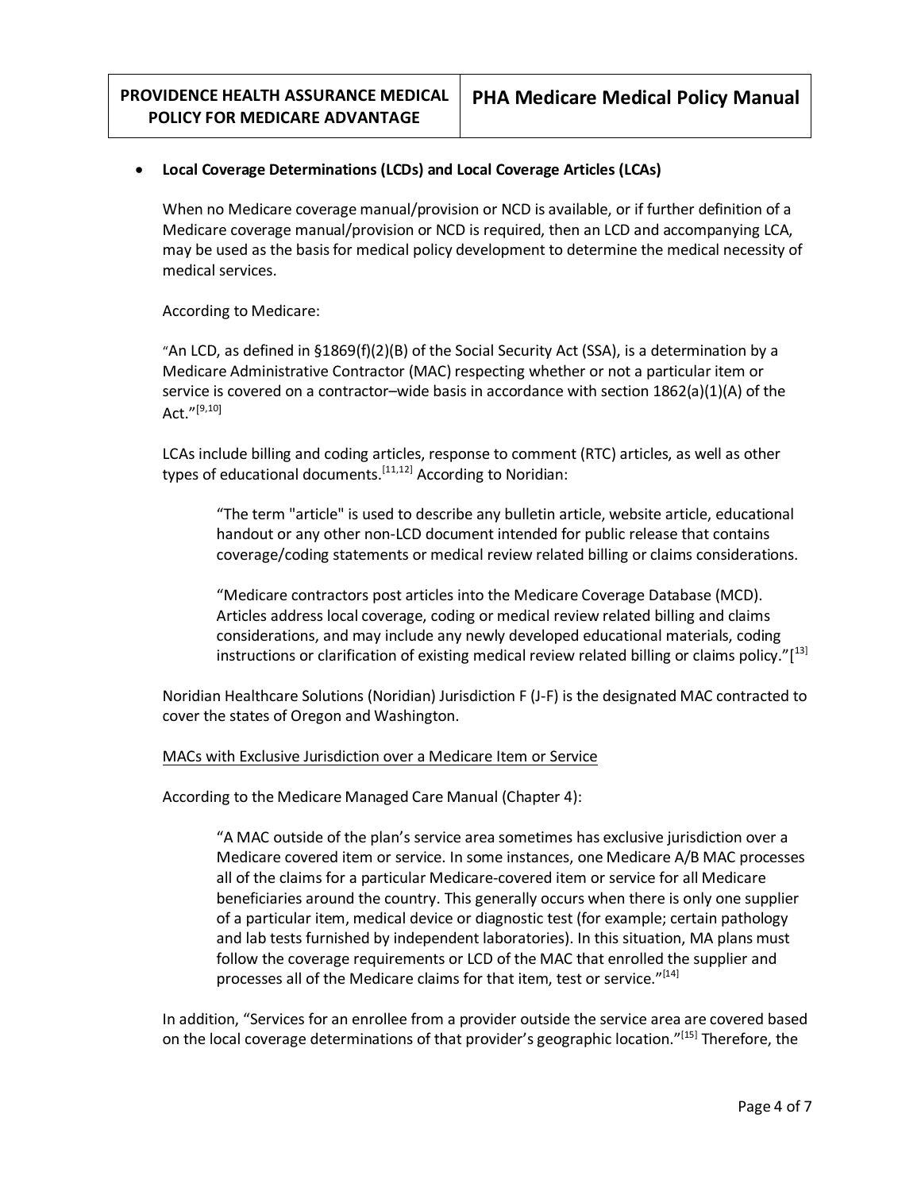- **Local Coverage Determinations (LCDs) and Local Coverage Articles (LCAs)**

  When no Medicare coverage manual/provision or NCD is available, or if further definition of a Medicare coverage manual/provision or NCD is required, then an LCD and accompanying LCA, may be used as the basis for medical policy development to determine the medical necessity of medical services.

  According to Medicare:

  "An LCD, as defined in §1869(f)(2)(B) of the Social Security Act (SSA), is a determination by a Medicare Administrative Contractor (MAC) respecting whether or not a particular item or service is covered on a contractor–wide basis in accordance with section 1862(a)(1)(A) of the Act."[9,10]

  LCAs include billing and coding articles, response to comment (RTC) articles, as well as other types of educational documents.[11,12] According to Noridian:

  > "The term "article" is used to describe any bulletin article, website article, educational handout or any other non-LCD document intended for public release that contains coverage/coding statements or medical review related billing or claims considerations.
  >
  > "Medicare contractors post articles into the Medicare Coverage Database (MCD). Articles address local coverage, coding or medical review related billing and claims considerations, and may include any newly developed educational materials, coding instructions or clarification of existing medical review related billing or claims policy."[13]

  Noridian Healthcare Solutions (Noridian) Jurisdiction F (J-F) is the designated MAC contracted to cover the states of Oregon and Washington.

  <u>MACs with Exclusive Jurisdiction over a Medicare Item or Service</u>

  According to the Medicare Managed Care Manual (Chapter 4):

  > "A MAC outside of the plan's service area sometimes has exclusive jurisdiction over a Medicare covered item or service. In some instances, one Medicare A/B MAC processes all of the claims for a particular Medicare-covered item or service for all Medicare beneficiaries around the country. This generally occurs when there is only one supplier of a particular item, medical device or diagnostic test (for example; certain pathology and lab tests furnished by independent laboratories). In this situation, MA plans must follow the coverage requirements or LCD of the MAC that enrolled the supplier and processes all of the Medicare claims for that item, test or service."[14]

  In addition, "Services for an enrollee from a provider outside the service area are covered based on the local coverage determinations of that provider's geographic location."[15] Therefore, the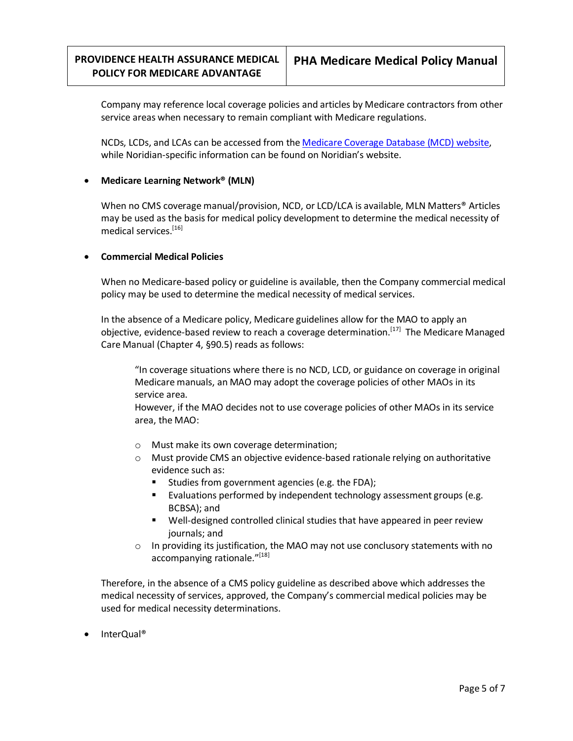Company may reference local coverage policies and articles by Medicare contractors from other service areas when necessary to remain compliant with Medicare regulations.

NCDs, LCDs, and LCAs can be accessed from the Medicare Coverage Database (MCD) website, while Noridian-specific information can be found on Noridian's website.

- **Medicare Learning Network® (MLN)**

  When no CMS coverage manual/provision, NCD, or LCD/LCA is available, MLN Matters® Articles may be used as the basis for medical policy development to determine the medical necessity of medical services.[16]

- **Commercial Medical Policies**

  When no Medicare-based policy or guideline is available, then the Company commercial medical policy may be used to determine the medical necessity of medical services.

  In the absence of a Medicare policy, Medicare guidelines allow for the MAO to apply an objective, evidence-based review to reach a coverage determination.[17] The Medicare Managed Care Manual (Chapter 4, §90.5) reads as follows:

  > "In coverage situations where there is no NCD, LCD, or guidance on coverage in original Medicare manuals, an MAO may adopt the coverage policies of other MAOs in its service area.
  > However, if the MAO decides not to use coverage policies of other MAOs in its service area, the MAO:
  >
  > - Must make its own coverage determination;
  > - Must provide CMS an objective evidence-based rationale relying on authoritative evidence such as:
  >   - Studies from government agencies (e.g. the FDA);
  >   - Evaluations performed by independent technology assessment groups (e.g. BCBSA); and
  >   - Well-designed controlled clinical studies that have appeared in peer review journals; and
  > - In providing its justification, the MAO may not use conclusory statements with no accompanying rationale."[18]

  Therefore, in the absence of a CMS policy guideline as described above which addresses the medical necessity of services, approved, the Company's commercial medical policies may be used for medical necessity determinations.

- InterQual®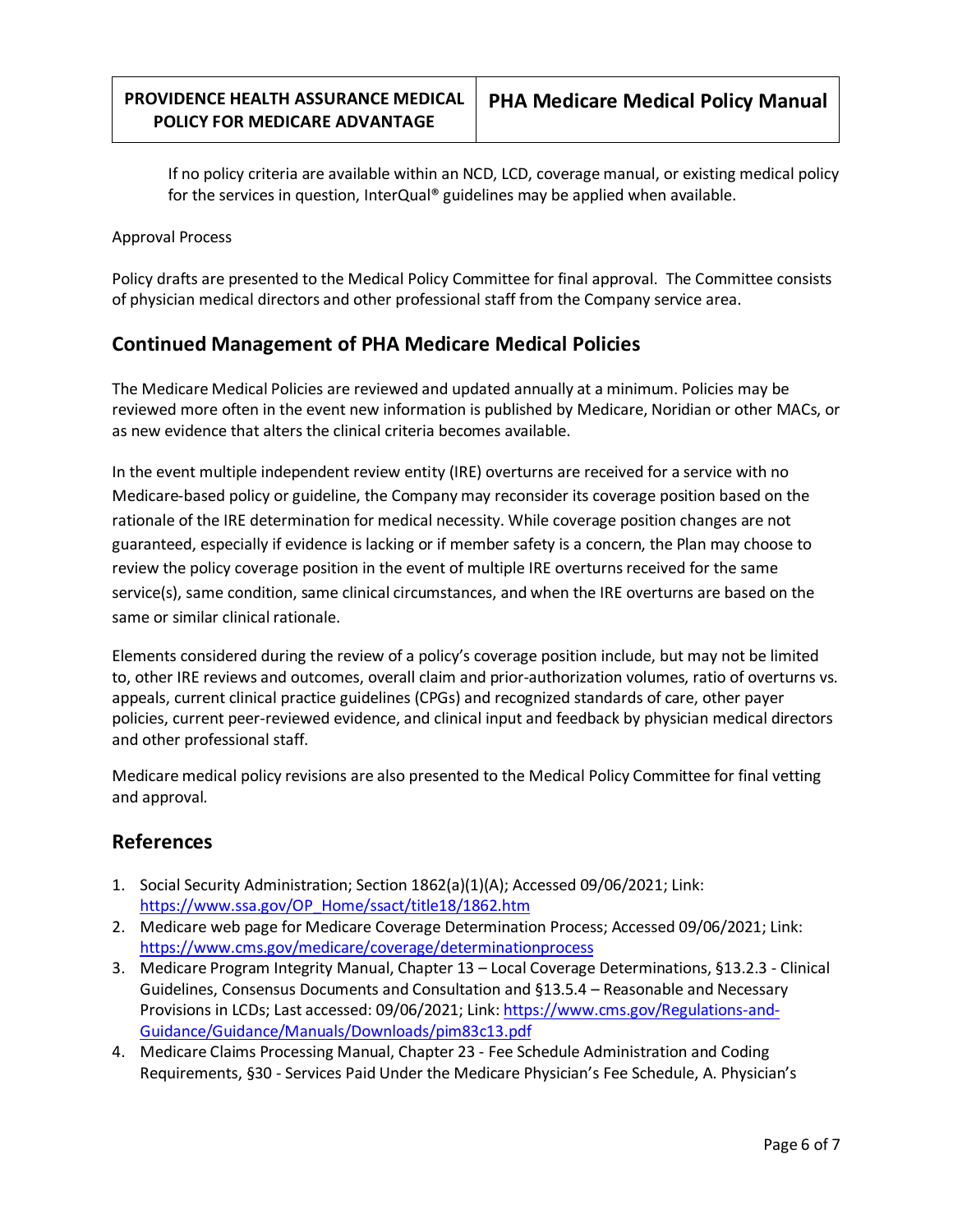If no policy criteria are available within an NCD, LCD, coverage manual, or existing medical policy for the services in question, InterQual® guidelines may be applied when available.

Approval Process

Policy drafts are presented to the Medical Policy Committee for final approval. The Committee consists of physician medical directors and other professional staff from the Company service area.

## Continued Management of PHA Medicare Medical Policies

The Medicare Medical Policies are reviewed and updated annually at a minimum. Policies may be reviewed more often in the event new information is published by Medicare, Noridian or other MACs, or as new evidence that alters the clinical criteria becomes available.

In the event multiple independent review entity (IRE) overturns are received for a service with no Medicare-based policy or guideline, the Company may reconsider its coverage position based on the rationale of the IRE determination for medical necessity. While coverage position changes are not guaranteed, especially if evidence is lacking or if member safety is a concern, the Plan may choose to review the policy coverage position in the event of multiple IRE overturns received for the same service(s), same condition, same clinical circumstances, and when the IRE overturns are based on the same or similar clinical rationale.

Elements considered during the review of a policy's coverage position include, but may not be limited to, other IRE reviews and outcomes, overall claim and prior-authorization volumes, ratio of overturns vs. appeals, current clinical practice guidelines (CPGs) and recognized standards of care, other payer policies, current peer-reviewed evidence, and clinical input and feedback by physician medical directors and other professional staff.

Medicare medical policy revisions are also presented to the Medical Policy Committee for final vetting and approval.

## References

1. Social Security Administration; Section 1862(a)(1)(A); Accessed 09/06/2021; Link: https://www.ssa.gov/OP_Home/ssact/title18/1862.htm
2. Medicare web page for Medicare Coverage Determination Process; Accessed 09/06/2021; Link: https://www.cms.gov/medicare/coverage/determinationprocess
3. Medicare Program Integrity Manual, Chapter 13 – Local Coverage Determinations, §13.2.3 - Clinical Guidelines, Consensus Documents and Consultation and §13.5.4 – Reasonable and Necessary Provisions in LCDs; Last accessed: 09/06/2021; Link: https://www.cms.gov/Regulations-and-Guidance/Guidance/Manuals/Downloads/pim83c13.pdf
4. Medicare Claims Processing Manual, Chapter 23 - Fee Schedule Administration and Coding Requirements, §30 - Services Paid Under the Medicare Physician's Fee Schedule, A. Physician's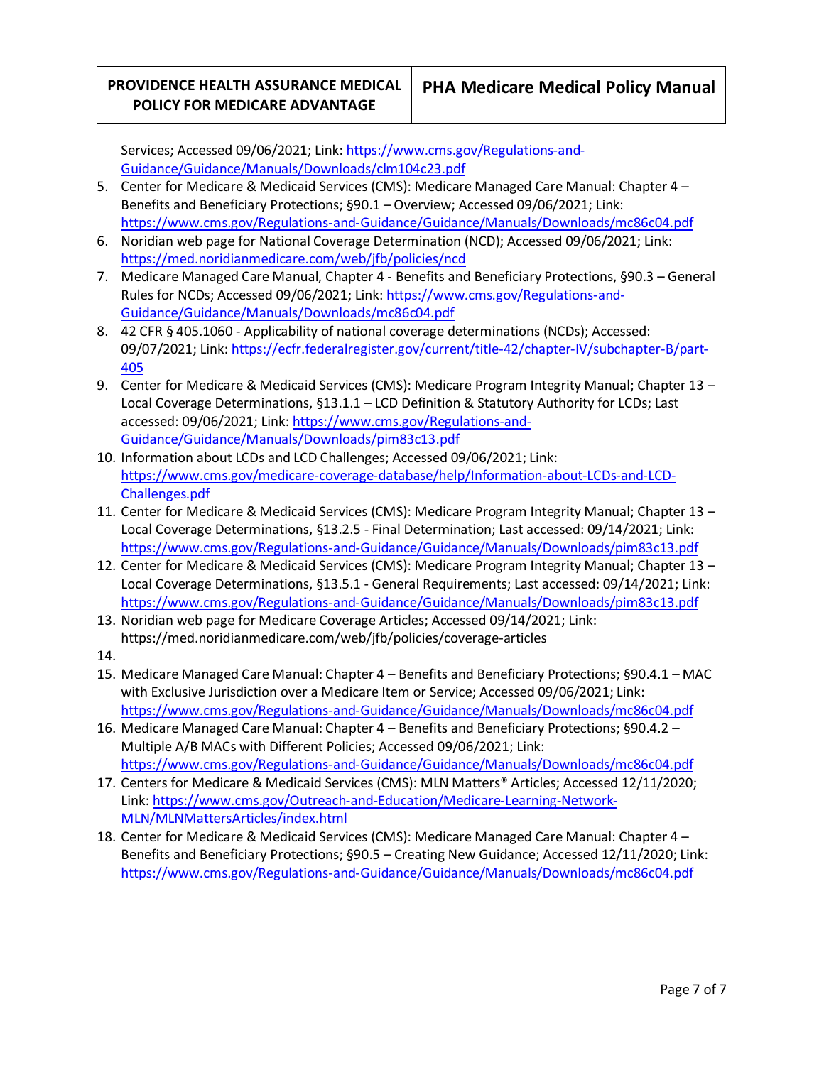Services; Accessed 09/06/2021; Link: https://www.cms.gov/Regulations-and-Guidance/Guidance/Manuals/Downloads/clm104c23.pdf

5. Center for Medicare & Medicaid Services (CMS): Medicare Managed Care Manual: Chapter 4 – Benefits and Beneficiary Protections; §90.1 – Overview; Accessed 09/06/2021; Link: https://www.cms.gov/Regulations-and-Guidance/Guidance/Manuals/Downloads/mc86c04.pdf
6. Noridian web page for National Coverage Determination (NCD); Accessed 09/06/2021; Link: https://med.noridianmedicare.com/web/jfb/policies/ncd
7. Medicare Managed Care Manual, Chapter 4 - Benefits and Beneficiary Protections, §90.3 – General Rules for NCDs; Accessed 09/06/2021; Link: https://www.cms.gov/Regulations-and-Guidance/Guidance/Manuals/Downloads/mc86c04.pdf
8. 42 CFR § 405.1060 - Applicability of national coverage determinations (NCDs); Accessed: 09/07/2021; Link: https://ecfr.federalregister.gov/current/title-42/chapter-IV/subchapter-B/part-405
9. Center for Medicare & Medicaid Services (CMS): Medicare Program Integrity Manual; Chapter 13 – Local Coverage Determinations, §13.1.1 – LCD Definition & Statutory Authority for LCDs; Last accessed: 09/06/2021; Link: https://www.cms.gov/Regulations-and-Guidance/Guidance/Manuals/Downloads/pim83c13.pdf
10. Information about LCDs and LCD Challenges; Accessed 09/06/2021; Link: https://www.cms.gov/medicare-coverage-database/help/Information-about-LCDs-and-LCD-Challenges.pdf
11. Center for Medicare & Medicaid Services (CMS): Medicare Program Integrity Manual; Chapter 13 – Local Coverage Determinations, §13.2.5 - Final Determination; Last accessed: 09/14/2021; Link: https://www.cms.gov/Regulations-and-Guidance/Guidance/Manuals/Downloads/pim83c13.pdf
12. Center for Medicare & Medicaid Services (CMS): Medicare Program Integrity Manual; Chapter 13 – Local Coverage Determinations, §13.5.1 - General Requirements; Last accessed: 09/14/2021; Link: https://www.cms.gov/Regulations-and-Guidance/Guidance/Manuals/Downloads/pim83c13.pdf
13. Noridian web page for Medicare Coverage Articles; Accessed 09/14/2021; Link: https://med.noridianmedicare.com/web/jfb/policies/coverage-articles
14. 
15. Medicare Managed Care Manual: Chapter 4 – Benefits and Beneficiary Protections; §90.4.1 – MAC with Exclusive Jurisdiction over a Medicare Item or Service; Accessed 09/06/2021; Link: https://www.cms.gov/Regulations-and-Guidance/Guidance/Manuals/Downloads/mc86c04.pdf
16. Medicare Managed Care Manual: Chapter 4 – Benefits and Beneficiary Protections; §90.4.2 – Multiple A/B MACs with Different Policies; Accessed 09/06/2021; Link: https://www.cms.gov/Regulations-and-Guidance/Guidance/Manuals/Downloads/mc86c04.pdf
17. Centers for Medicare & Medicaid Services (CMS): MLN Matters® Articles; Accessed 12/11/2020; Link: https://www.cms.gov/Outreach-and-Education/Medicare-Learning-Network-MLN/MLNMattersArticles/index.html
18. Center for Medicare & Medicaid Services (CMS): Medicare Managed Care Manual: Chapter 4 – Benefits and Beneficiary Protections; §90.5 – Creating New Guidance; Accessed 12/11/2020; Link: https://www.cms.gov/Regulations-and-Guidance/Guidance/Manuals/Downloads/mc86c04.pdf